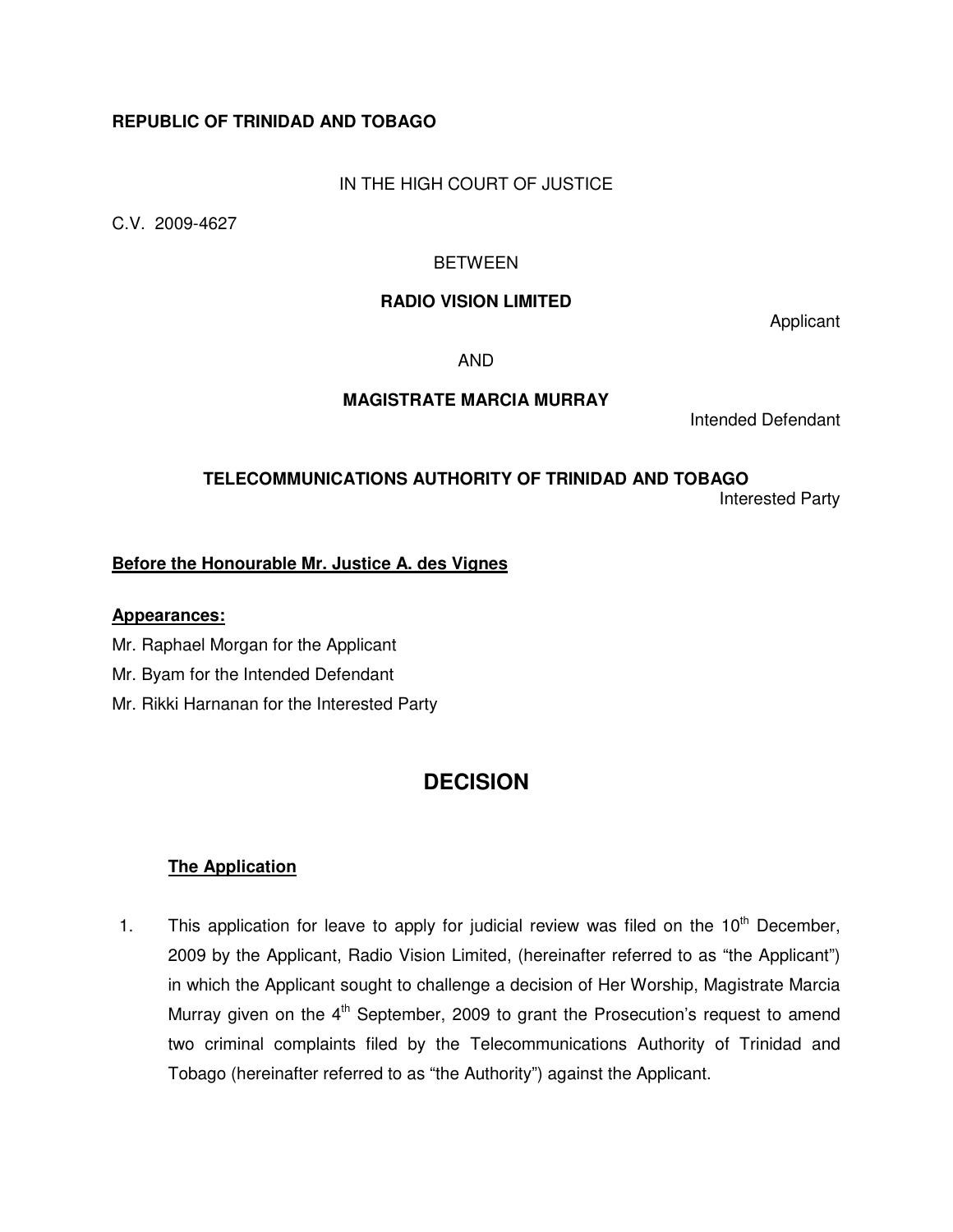**REPUBLIC OF TRINIDAD AND TOBAGO**

IN THE HIGH COURT OF JUSTICE

C.V. 2009-4627

BETWEEN

**RADIO VISION LIMITED**

Applicant

AND

**MAGISTRATE MARCIA MURRAY**

Intended Defendant

**TELECOMMUNICATIONS AUTHORITY OF TRINIDAD AND TOBAGO**

Interested Party

**Before the Honourable Mr. Justice A. des Vignes**

**Appearances:**

Mr. Raphael Morgan for the Applicant

Mr. Byam for the Intended Defendant

Mr. Rikki Harnanan for the Interested Party

# DECISION

## The Application

1. This application for leave to apply for judicial review was filed on the 10th December, 2009 by the Applicant, Radio Vision Limited, (hereinafter referred to as "the Applicant") in which the Applicant sought to challenge a decision of Her Worship, Magistrate Marcia Murray given on the 4th September, 2009 to grant the Prosecution's request to amend two criminal complaints filed by the Telecommunications Authority of Trinidad and Tobago (hereinafter referred to as "the Authority") against the Applicant.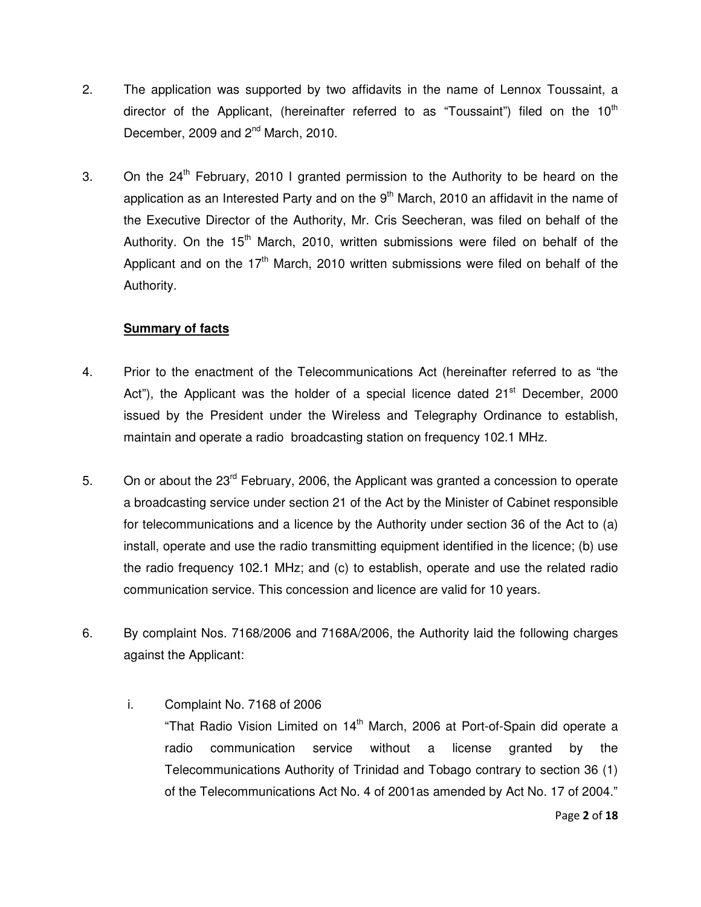2. The application was supported by two affidavits in the name of Lennox Toussaint, a director of the Applicant, (hereinafter referred to as "Toussaint") filed on the 10th December, 2009 and 2nd March, 2010.

3. On the 24th February, 2010 I granted permission to the Authority to be heard on the application as an Interested Party and on the 9th March, 2010 an affidavit in the name of the Executive Director of the Authority, Mr. Cris Seecheran, was filed on behalf of the Authority. On the 15th March, 2010, written submissions were filed on behalf of the Applicant and on the 17th March, 2010 written submissions were filed on behalf of the Authority.

**Summary of facts**

4. Prior to the enactment of the Telecommunications Act (hereinafter referred to as "the Act"), the Applicant was the holder of a special licence dated 21st December, 2000 issued by the President under the Wireless and Telegraphy Ordinance to establish, maintain and operate a radio broadcasting station on frequency 102.1 MHz.

5. On or about the 23rd February, 2006, the Applicant was granted a concession to operate a broadcasting service under section 21 of the Act by the Minister of Cabinet responsible for telecommunications and a licence by the Authority under section 36 of the Act to (a) install, operate and use the radio transmitting equipment identified in the licence; (b) use the radio frequency 102.1 MHz; and (c) to establish, operate and use the related radio communication service. This concession and licence are valid for 10 years.

6. By complaint Nos. 7168/2006 and 7168A/2006, the Authority laid the following charges against the Applicant:

   i. Complaint No. 7168 of 2006
   "That Radio Vision Limited on 14th March, 2006 at Port-of-Spain did operate a radio communication service without a license granted by the Telecommunications Authority of Trinidad and Tobago contrary to section 36 (1) of the Telecommunications Act No. 4 of 2001as amended by Act No. 17 of 2004."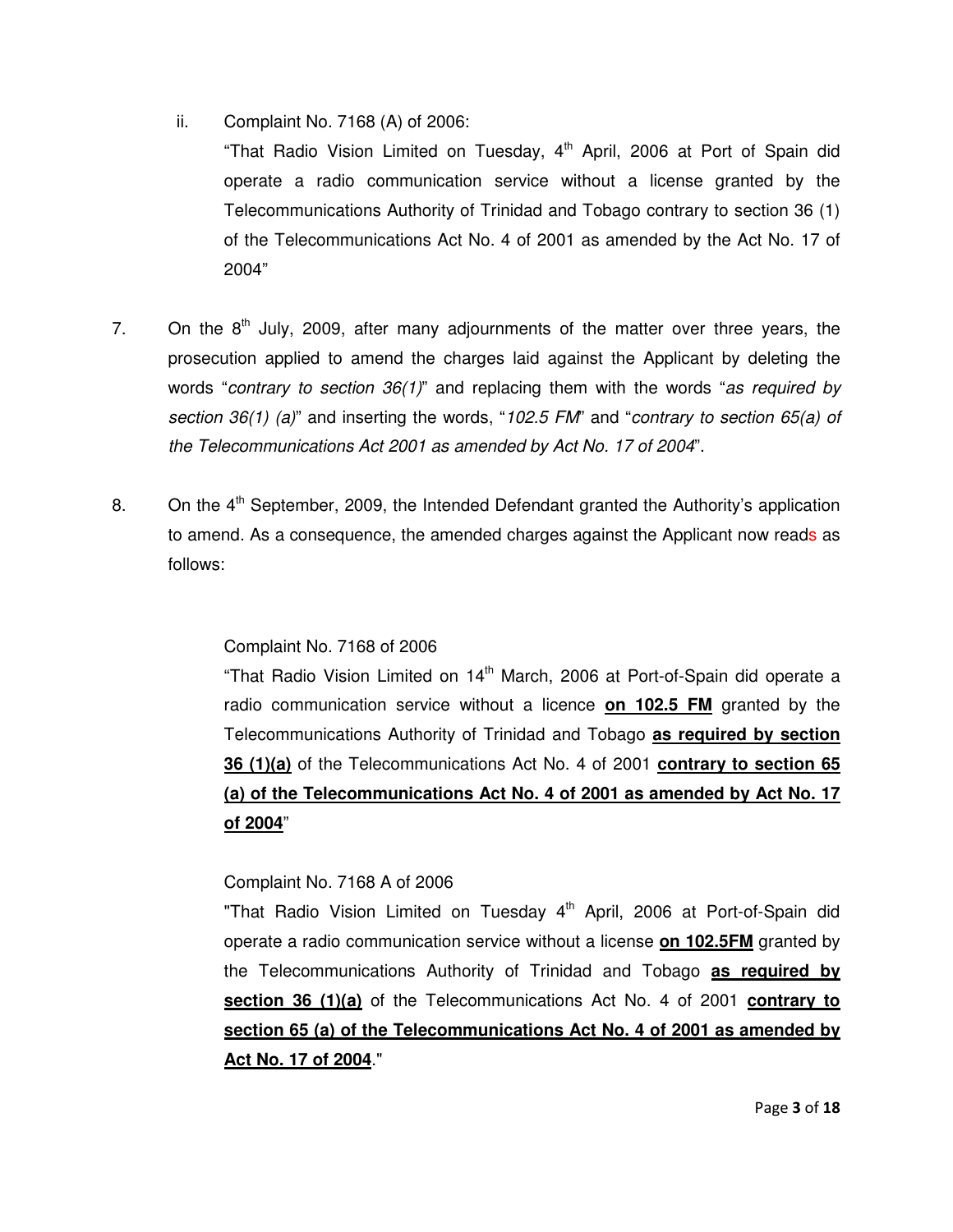ii. Complaint No. 7168 (A) of 2006:

"That Radio Vision Limited on Tuesday, 4th April, 2006 at Port of Spain did operate a radio communication service without a license granted by the Telecommunications Authority of Trinidad and Tobago contrary to section 36 (1) of the Telecommunications Act No. 4 of 2001 as amended by the Act No. 17 of 2004"

7. On the 8th July, 2009, after many adjournments of the matter over three years, the prosecution applied to amend the charges laid against the Applicant by deleting the words "*contrary to section 36(1)*" and replacing them with the words "*as required by section 36(1) (a)*" and inserting the words, "*102.5 FM*" and "*contrary to section 65(a) of the Telecommunications Act 2001 as amended by Act No. 17 of 2004*".

8. On the 4th September, 2009, the Intended Defendant granted the Authority's application to amend. As a consequence, the amended charges against the Applicant now reads as follows:

Complaint No. 7168 of 2006

"That Radio Vision Limited on 14th March, 2006 at Port-of-Spain did operate a radio communication service without a licence **on 102.5 FM** granted by the Telecommunications Authority of Trinidad and Tobago **as required by section 36 (1)(a)** of the Telecommunications Act No. 4 of 2001 **contrary to section 65 (a) of the Telecommunications Act No. 4 of 2001 as amended by Act No. 17 of 2004**"

Complaint No. 7168 A of 2006

"That Radio Vision Limited on Tuesday 4th April, 2006 at Port-of-Spain did operate a radio communication service without a license **on 102.5FM** granted by the Telecommunications Authority of Trinidad and Tobago **as required by section 36 (1)(a)** of the Telecommunications Act No. 4 of 2001 **contrary to section 65 (a) of the Telecommunications Act No. 4 of 2001 as amended by Act No. 17 of 2004**."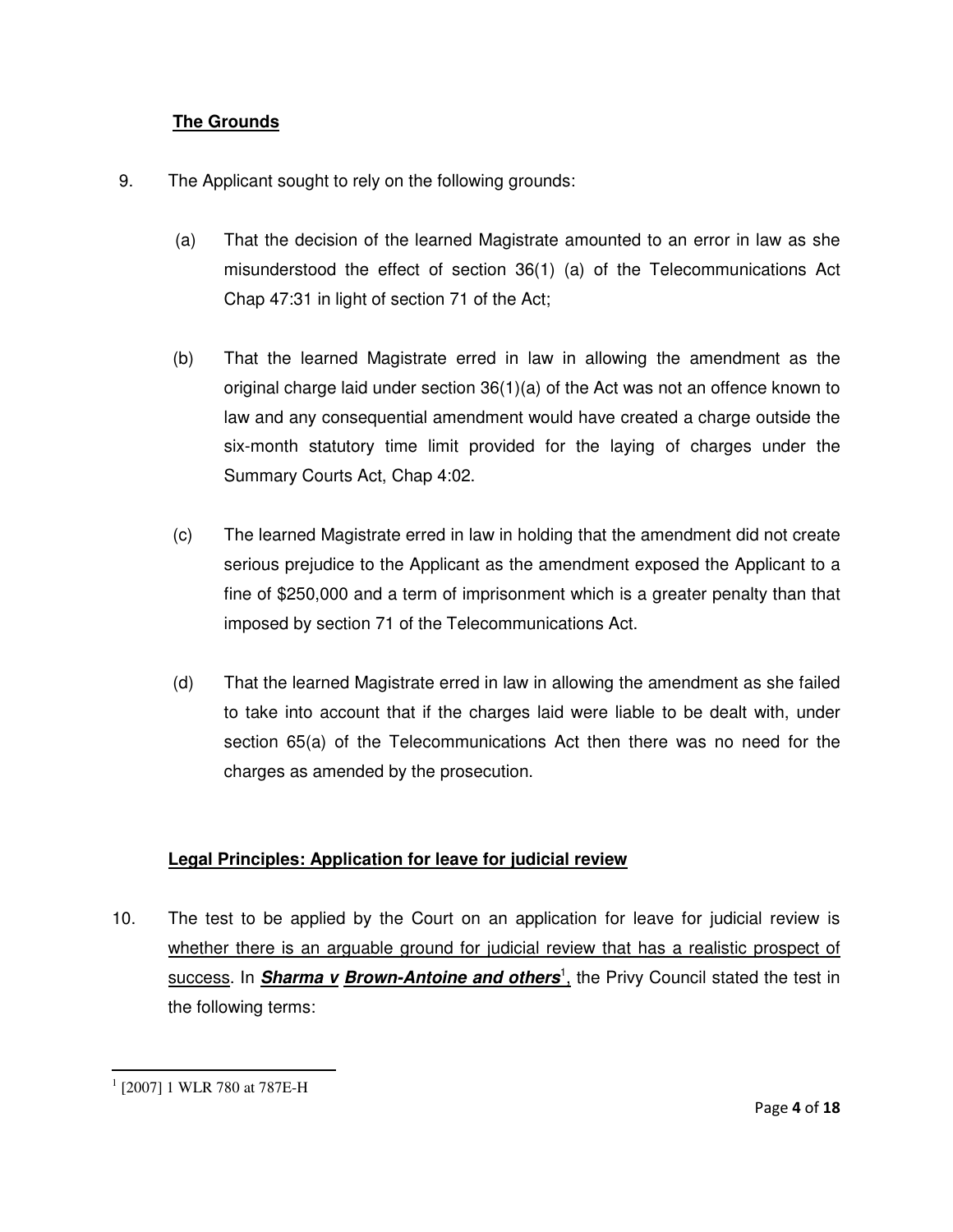## **The Grounds**

9. The Applicant sought to rely on the following grounds:

   (a) That the decision of the learned Magistrate amounted to an error in law as she misunderstood the effect of section 36(1) (a) of the Telecommunications Act Chap 47:31 in light of section 71 of the Act;

   (b) That the learned Magistrate erred in law in allowing the amendment as the original charge laid under section 36(1)(a) of the Act was not an offence known to law and any consequential amendment would have created a charge outside the six-month statutory time limit provided for the laying of charges under the Summary Courts Act, Chap 4:02.

   (c) The learned Magistrate erred in law in holding that the amendment did not create serious prejudice to the Applicant as the amendment exposed the Applicant to a fine of $250,000 and a term of imprisonment which is a greater penalty than that imposed by section 71 of the Telecommunications Act.

   (d) That the learned Magistrate erred in law in allowing the amendment as she failed to take into account that if the charges laid were liable to be dealt with, under section 65(a) of the Telecommunications Act then there was no need for the charges as amended by the prosecution.

## **Legal Principles: Application for leave for judicial review**

10. The test to be applied by the Court on an application for leave for judicial review is whether there is an arguable ground for judicial review that has a realistic prospect of success. In ***Sharma v Brown-Antoine and others***[1], the Privy Council stated the test in the following terms:

---

[1] [2007] 1 WLR 780 at 787E-H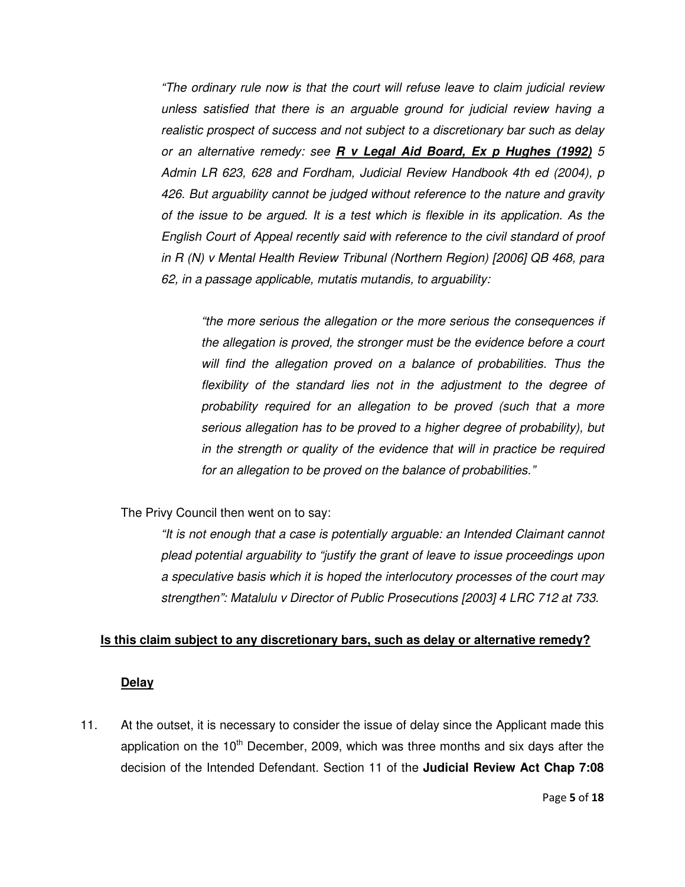> *"The ordinary rule now is that the court will refuse leave to claim judicial review unless satisfied that there is an arguable ground for judicial review having a realistic prospect of success and not subject to a discretionary bar such as delay or an alternative remedy: see* ***R v Legal Aid Board, Ex p Hughes (1992)*** *5 Admin LR 623, 628 and Fordham, Judicial Review Handbook 4th ed (2004), p 426. But arguability cannot be judged without reference to the nature and gravity of the issue to be argued. It is a test which is flexible in its application. As the English Court of Appeal recently said with reference to the civil standard of proof in R (N) v Mental Health Review Tribunal (Northern Region) [2006] QB 468, para 62, in a passage applicable, mutatis mutandis, to arguability:*
>
> > *"the more serious the allegation or the more serious the consequences if the allegation is proved, the stronger must be the evidence before a court will find the allegation proved on a balance of probabilities. Thus the flexibility of the standard lies not in the adjustment to the degree of probability required for an allegation to be proved (such that a more serious allegation has to be proved to a higher degree of probability), but in the strength or quality of the evidence that will in practice be required for an allegation to be proved on the balance of probabilities."*

The Privy Council then went on to say:

> *"It is not enough that a case is potentially arguable: an Intended Claimant cannot plead potential arguability to "justify the grant of leave to issue proceedings upon a speculative basis which it is hoped the interlocutory processes of the court may strengthen": Matalulu v Director of Public Prosecutions [2003] 4 LRC 712 at 733.*

**Is this claim subject to any discretionary bars, such as delay or alternative remedy?**

**Delay**

11. At the outset, it is necessary to consider the issue of delay since the Applicant made this application on the 10th December, 2009, which was three months and six days after the decision of the Intended Defendant. Section 11 of the **Judicial Review Act Chap 7:08**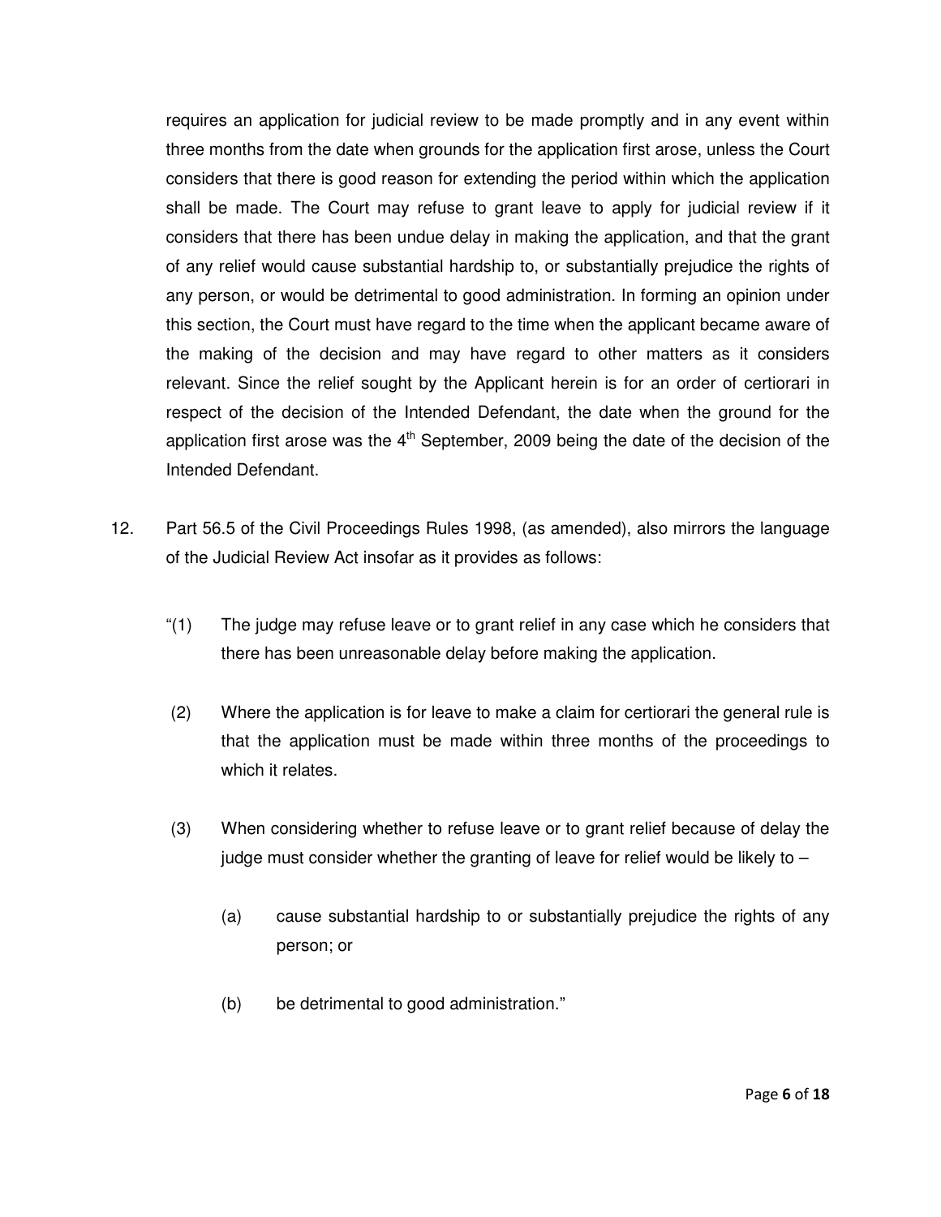requires an application for judicial review to be made promptly and in any event within three months from the date when grounds for the application first arose, unless the Court considers that there is good reason for extending the period within which the application shall be made. The Court may refuse to grant leave to apply for judicial review if it considers that there has been undue delay in making the application, and that the grant of any relief would cause substantial hardship to, or substantially prejudice the rights of any person, or would be detrimental to good administration. In forming an opinion under this section, the Court must have regard to the time when the applicant became aware of the making of the decision and may have regard to other matters as it considers relevant. Since the relief sought by the Applicant herein is for an order of certiorari in respect of the decision of the Intended Defendant, the date when the ground for the application first arose was the 4th September, 2009 being the date of the decision of the Intended Defendant.

12. Part 56.5 of the Civil Proceedings Rules 1998, (as amended), also mirrors the language of the Judicial Review Act insofar as it provides as follows:

> "(1) The judge may refuse leave or to grant relief in any case which he considers that there has been unreasonable delay before making the application.
>
> (2) Where the application is for leave to make a claim for certiorari the general rule is that the application must be made within three months of the proceedings to which it relates.
>
> (3) When considering whether to refuse leave or to grant relief because of delay the judge must consider whether the granting of leave for relief would be likely to –
>
> (a) cause substantial hardship to or substantially prejudice the rights of any person; or
>
> (b) be detrimental to good administration."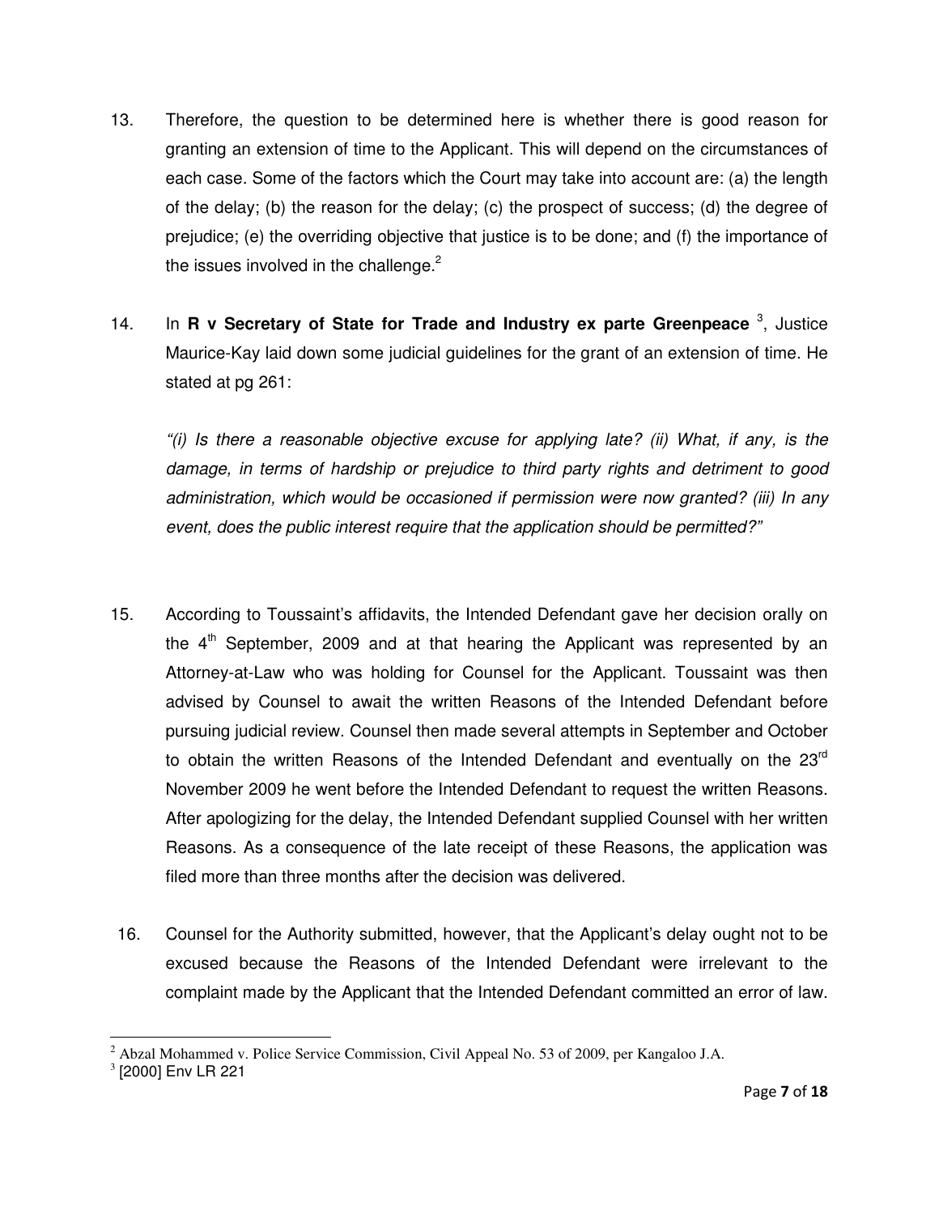13. Therefore, the question to be determined here is whether there is good reason for granting an extension of time to the Applicant. This will depend on the circumstances of each case. Some of the factors which the Court may take into account are: (a) the length of the delay; (b) the reason for the delay; (c) the prospect of success; (d) the degree of prejudice; (e) the overriding objective that justice is to be done; and (f) the importance of the issues involved in the challenge.[2]

14. In **R v Secretary of State for Trade and Industry ex parte Greenpeace** [3], Justice Maurice-Kay laid down some judicial guidelines for the grant of an extension of time. He stated at pg 261:

    *"(i) Is there a reasonable objective excuse for applying late? (ii) What, if any, is the damage, in terms of hardship or prejudice to third party rights and detriment to good administration, which would be occasioned if permission were now granted? (iii) In any event, does the public interest require that the application should be permitted?"*

15. According to Toussaint's affidavits, the Intended Defendant gave her decision orally on the 4th September, 2009 and at that hearing the Applicant was represented by an Attorney-at-Law who was holding for Counsel for the Applicant. Toussaint was then advised by Counsel to await the written Reasons of the Intended Defendant before pursuing judicial review. Counsel then made several attempts in September and October to obtain the written Reasons of the Intended Defendant and eventually on the 23rd November 2009 he went before the Intended Defendant to request the written Reasons. After apologizing for the delay, the Intended Defendant supplied Counsel with her written Reasons. As a consequence of the late receipt of these Reasons, the application was filed more than three months after the decision was delivered.

16. Counsel for the Authority submitted, however, that the Applicant's delay ought not to be excused because the Reasons of the Intended Defendant were irrelevant to the complaint made by the Applicant that the Intended Defendant committed an error of law.

---

[2] Abzal Mohammed v. Police Service Commission, Civil Appeal No. 53 of 2009, per Kangaloo J.A.

[3] [2000] Env LR 221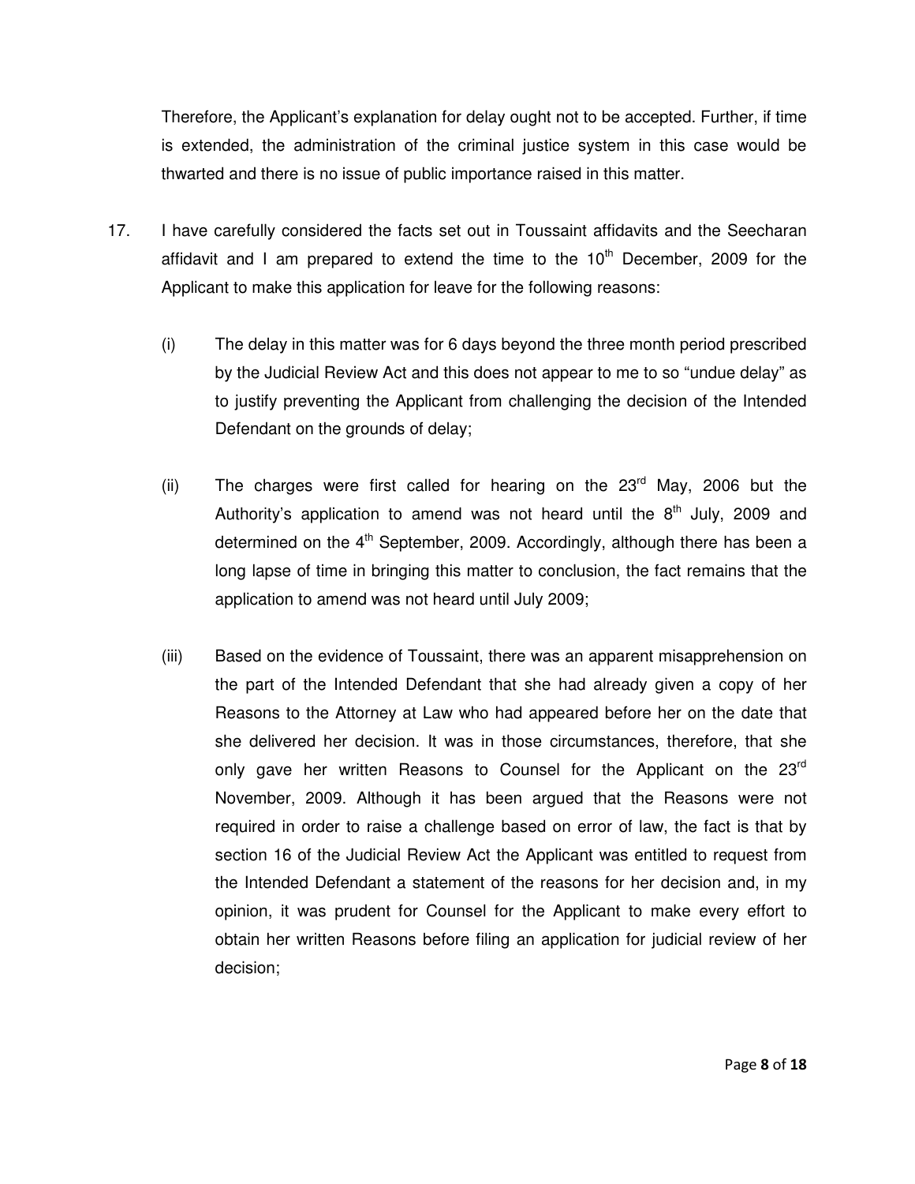Therefore, the Applicant's explanation for delay ought not to be accepted. Further, if time is extended, the administration of the criminal justice system in this case would be thwarted and there is no issue of public importance raised in this matter.

17. I have carefully considered the facts set out in Toussaint affidavits and the Seecharan affidavit and I am prepared to extend the time to the 10th December, 2009 for the Applicant to make this application for leave for the following reasons:

   (i) The delay in this matter was for 6 days beyond the three month period prescribed by the Judicial Review Act and this does not appear to me to so "undue delay" as to justify preventing the Applicant from challenging the decision of the Intended Defendant on the grounds of delay;

   (ii) The charges were first called for hearing on the 23rd May, 2006 but the Authority's application to amend was not heard until the 8th July, 2009 and determined on the 4th September, 2009. Accordingly, although there has been a long lapse of time in bringing this matter to conclusion, the fact remains that the application to amend was not heard until July 2009;

   (iii) Based on the evidence of Toussaint, there was an apparent misapprehension on the part of the Intended Defendant that she had already given a copy of her Reasons to the Attorney at Law who had appeared before her on the date that she delivered her decision. It was in those circumstances, therefore, that she only gave her written Reasons to Counsel for the Applicant on the 23rd November, 2009. Although it has been argued that the Reasons were not required in order to raise a challenge based on error of law, the fact is that by section 16 of the Judicial Review Act the Applicant was entitled to request from the Intended Defendant a statement of the reasons for her decision and, in my opinion, it was prudent for Counsel for the Applicant to make every effort to obtain her written Reasons before filing an application for judicial review of her decision;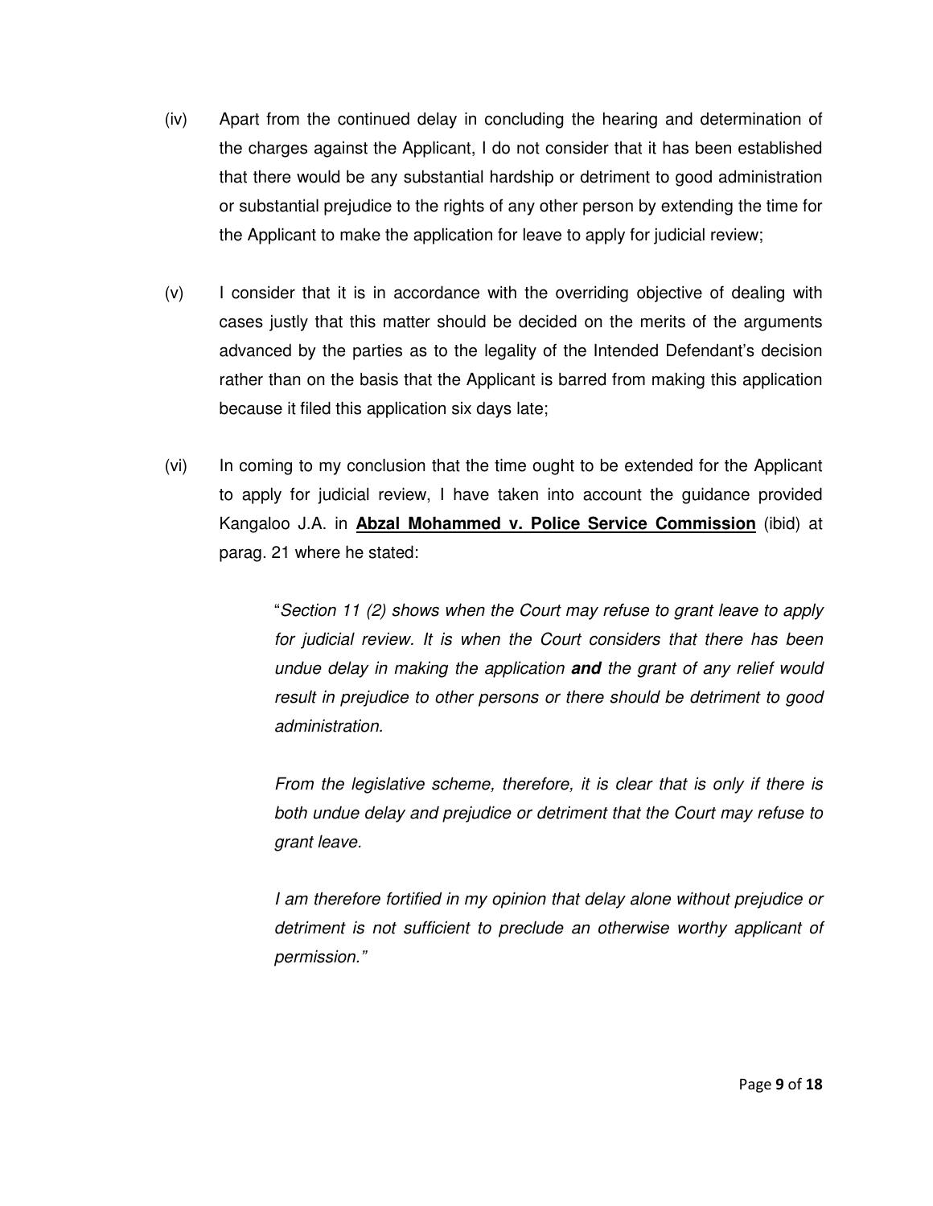(iv) Apart from the continued delay in concluding the hearing and determination of the charges against the Applicant, I do not consider that it has been established that there would be any substantial hardship or detriment to good administration or substantial prejudice to the rights of any other person by extending the time for the Applicant to make the application for leave to apply for judicial review;

(v) I consider that it is in accordance with the overriding objective of dealing with cases justly that this matter should be decided on the merits of the arguments advanced by the parties as to the legality of the Intended Defendant's decision rather than on the basis that the Applicant is barred from making this application because it filed this application six days late;

(vi) In coming to my conclusion that the time ought to be extended for the Applicant to apply for judicial review, I have taken into account the guidance provided Kangaloo J.A. in **Abzal Mohammed v. Police Service Commission** (ibid) at parag. 21 where he stated:

> "*Section 11 (2) shows when the Court may refuse to grant leave to apply for judicial review. It is when the Court considers that there has been undue delay in making the application* ***and*** *the grant of any relief would result in prejudice to other persons or there should be detriment to good administration.*
>
> *From the legislative scheme, therefore, it is clear that is only if there is both undue delay and prejudice or detriment that the Court may refuse to grant leave.*
>
> *I am therefore fortified in my opinion that delay alone without prejudice or detriment is not sufficient to preclude an otherwise worthy applicant of permission."*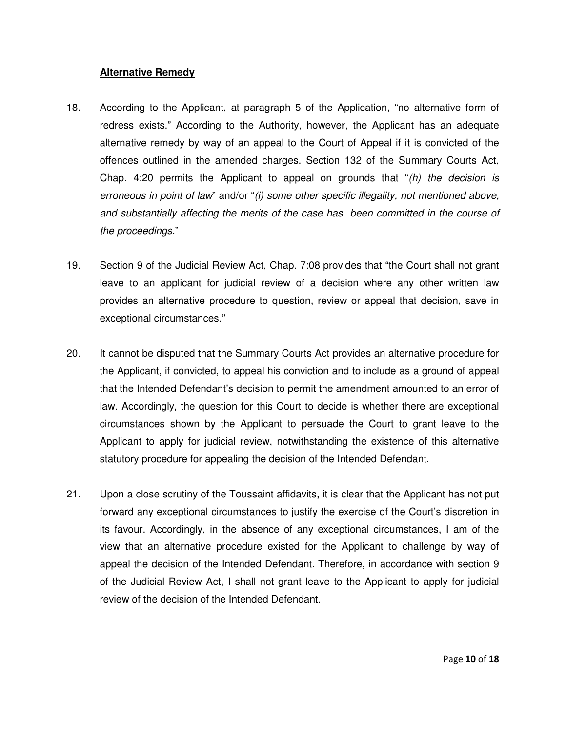**Alternative Remedy**

18. According to the Applicant, at paragraph 5 of the Application, "no alternative form of redress exists." According to the Authority, however, the Applicant has an adequate alternative remedy by way of an appeal to the Court of Appeal if it is convicted of the offences outlined in the amended charges. Section 132 of the Summary Courts Act, Chap. 4:20 permits the Applicant to appeal on grounds that "*(h) the decision is erroneous in point of law*" and/or "*(i) some other specific illegality, not mentioned above, and substantially affecting the merits of the case has been committed in the course of the proceedings*."

19. Section 9 of the Judicial Review Act, Chap. 7:08 provides that "the Court shall not grant leave to an applicant for judicial review of a decision where any other written law provides an alternative procedure to question, review or appeal that decision, save in exceptional circumstances."

20. It cannot be disputed that the Summary Courts Act provides an alternative procedure for the Applicant, if convicted, to appeal his conviction and to include as a ground of appeal that the Intended Defendant's decision to permit the amendment amounted to an error of law. Accordingly, the question for this Court to decide is whether there are exceptional circumstances shown by the Applicant to persuade the Court to grant leave to the Applicant to apply for judicial review, notwithstanding the existence of this alternative statutory procedure for appealing the decision of the Intended Defendant.

21. Upon a close scrutiny of the Toussaint affidavits, it is clear that the Applicant has not put forward any exceptional circumstances to justify the exercise of the Court's discretion in its favour. Accordingly, in the absence of any exceptional circumstances, I am of the view that an alternative procedure existed for the Applicant to challenge by way of appeal the decision of the Intended Defendant. Therefore, in accordance with section 9 of the Judicial Review Act, I shall not grant leave to the Applicant to apply for judicial review of the decision of the Intended Defendant.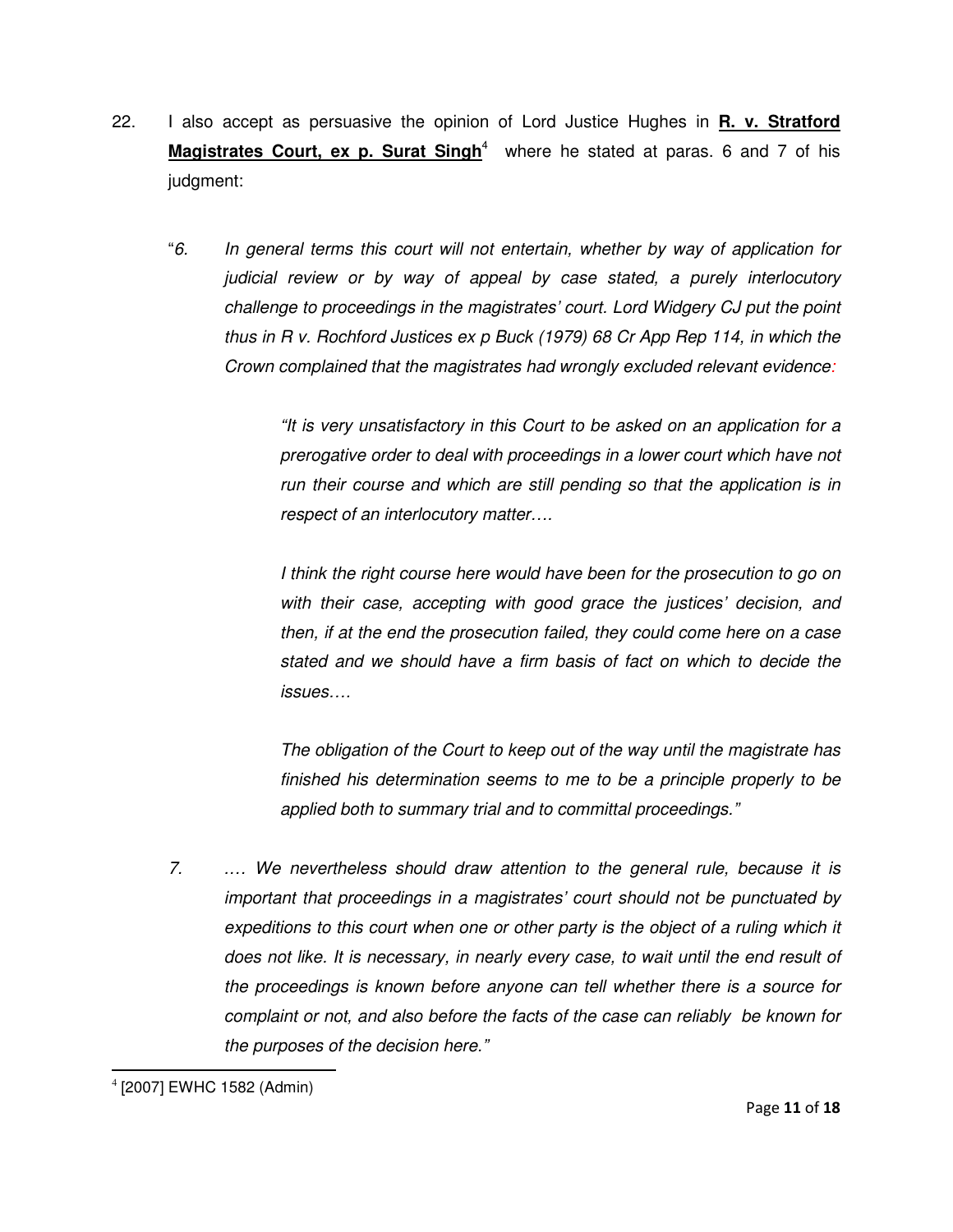22. I also accept as persuasive the opinion of Lord Justice Hughes in **R. v. Stratford Magistrates Court, ex p. Surat Singh**[4] where he stated at paras. 6 and 7 of his judgment:

> "*6. In general terms this court will not entertain, whether by way of application for judicial review or by way of appeal by case stated, a purely interlocutory challenge to proceedings in the magistrates' court. Lord Widgery CJ put the point thus in R v. Rochford Justices ex p Buck (1979) 68 Cr App Rep 114, in which the Crown complained that the magistrates had wrongly excluded relevant evidence:*
>
> > *"It is very unsatisfactory in this Court to be asked on an application for a prerogative order to deal with proceedings in a lower court which have not run their course and which are still pending so that the application is in respect of an interlocutory matter….*
> >
> > *I think the right course here would have been for the prosecution to go on with their case, accepting with good grace the justices' decision, and then, if at the end the prosecution failed, they could come here on a case stated and we should have a firm basis of fact on which to decide the issues….*
> >
> > *The obligation of the Court to keep out of the way until the magistrate has finished his determination seems to me to be a principle properly to be applied both to summary trial and to committal proceedings."*
>
> *7. …. We nevertheless should draw attention to the general rule, because it is important that proceedings in a magistrates' court should not be punctuated by expeditions to this court when one or other party is the object of a ruling which it does not like. It is necessary, in nearly every case, to wait until the end result of the proceedings is known before anyone can tell whether there is a source for complaint or not, and also before the facts of the case can reliably be known for the purposes of the decision here."*

[4] [2007] EWHC 1582 (Admin)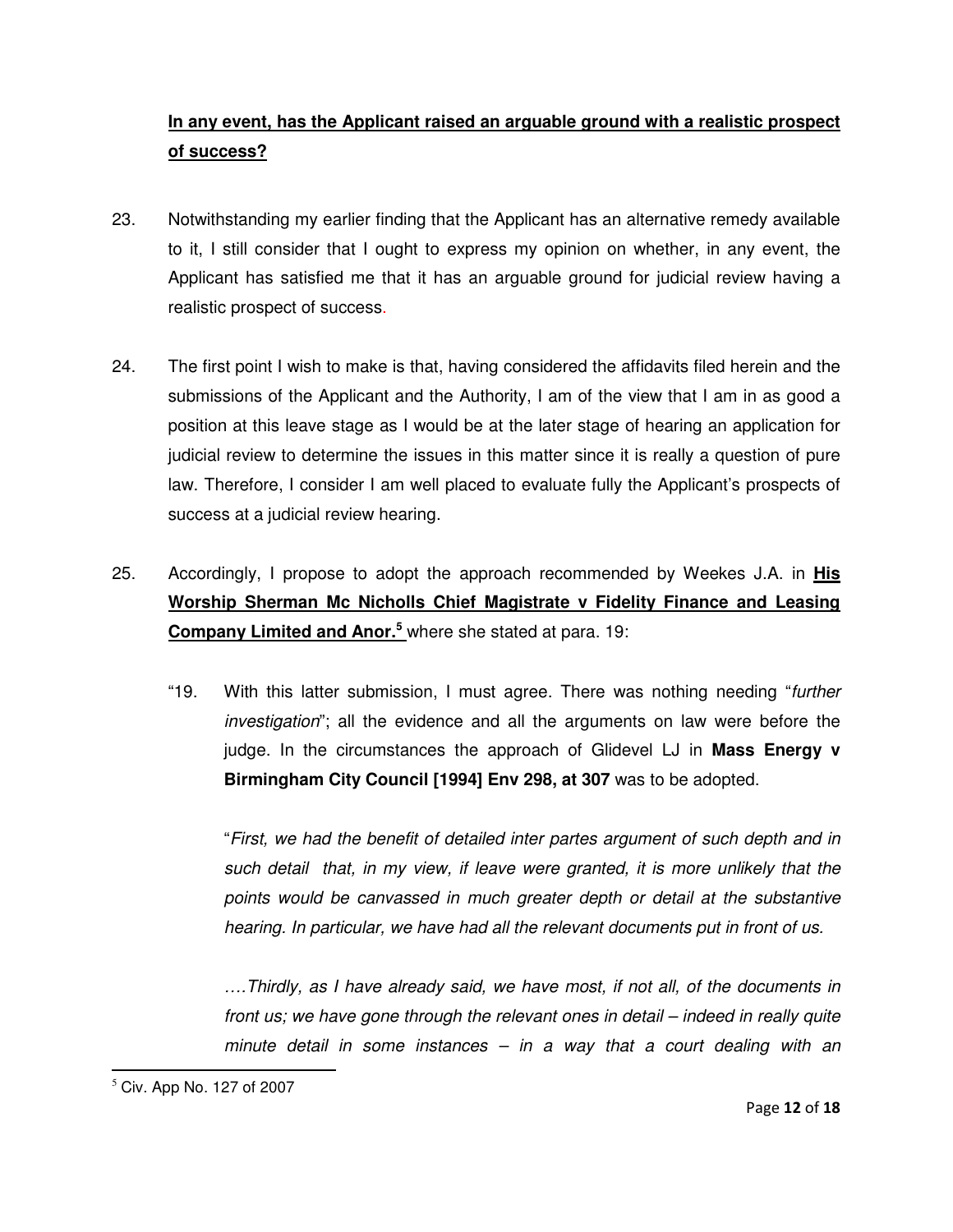**In any event, has the Applicant raised an arguable ground with a realistic prospect of success?**

23. Notwithstanding my earlier finding that the Applicant has an alternative remedy available to it, I still consider that I ought to express my opinion on whether, in any event, the Applicant has satisfied me that it has an arguable ground for judicial review having a realistic prospect of success.

24. The first point I wish to make is that, having considered the affidavits filed herein and the submissions of the Applicant and the Authority, I am of the view that I am in as good a position at this leave stage as I would be at the later stage of hearing an application for judicial review to determine the issues in this matter since it is really a question of pure law. Therefore, I consider I am well placed to evaluate fully the Applicant's prospects of success at a judicial review hearing.

25. Accordingly, I propose to adopt the approach recommended by Weekes J.A. in **His Worship Sherman Mc Nicholls Chief Magistrate v Fidelity Finance and Leasing Company Limited and Anor.**[5] where she stated at para. 19:

> "19. With this latter submission, I must agree. There was nothing needing "*further investigation*"; all the evidence and all the arguments on law were before the judge. In the circumstances the approach of Glidevel LJ in **Mass Energy v Birmingham City Council [1994] Env 298, at 307** was to be adopted.
>
> "*First, we had the benefit of detailed inter partes argument of such depth and in such detail that, in my view, if leave were granted, it is more unlikely that the points would be canvassed in much greater depth or detail at the substantive hearing. In particular, we have had all the relevant documents put in front of us.*
>
> *….Thirdly, as I have already said, we have most, if not all, of the documents in front us; we have gone through the relevant ones in detail – indeed in really quite minute detail in some instances – in a way that a court dealing with an*

[5] Civ. App No. 127 of 2007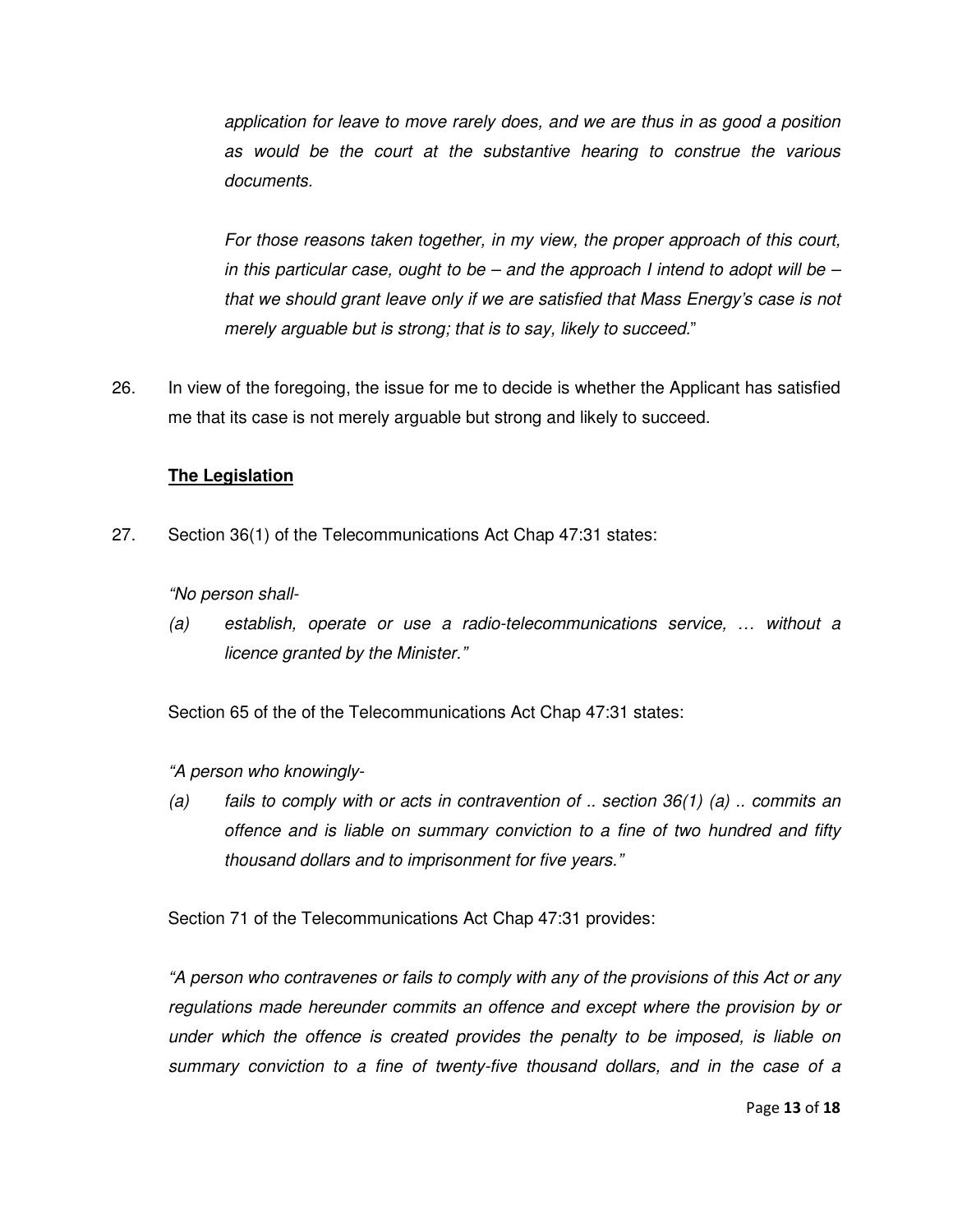*application for leave to move rarely does, and we are thus in as good a position as would be the court at the substantive hearing to construe the various documents.*

*For those reasons taken together, in my view, the proper approach of this court, in this particular case, ought to be – and the approach I intend to adopt will be – that we should grant leave only if we are satisfied that Mass Energy's case is not merely arguable but is strong; that is to say, likely to succeed.*"

26. In view of the foregoing, the issue for me to decide is whether the Applicant has satisfied me that its case is not merely arguable but strong and likely to succeed.

**The Legislation**

27. Section 36(1) of the Telecommunications Act Chap 47:31 states:

*"No person shall-*

*(a) establish, operate or use a radio-telecommunications service, … without a licence granted by the Minister."*

Section 65 of the of the Telecommunications Act Chap 47:31 states:

*"A person who knowingly-*

*(a) fails to comply with or acts in contravention of .. section 36(1) (a) .. commits an offence and is liable on summary conviction to a fine of two hundred and fifty thousand dollars and to imprisonment for five years."*

Section 71 of the Telecommunications Act Chap 47:31 provides:

*"A person who contravenes or fails to comply with any of the provisions of this Act or any regulations made hereunder commits an offence and except where the provision by or under which the offence is created provides the penalty to be imposed, is liable on summary conviction to a fine of twenty-five thousand dollars, and in the case of a*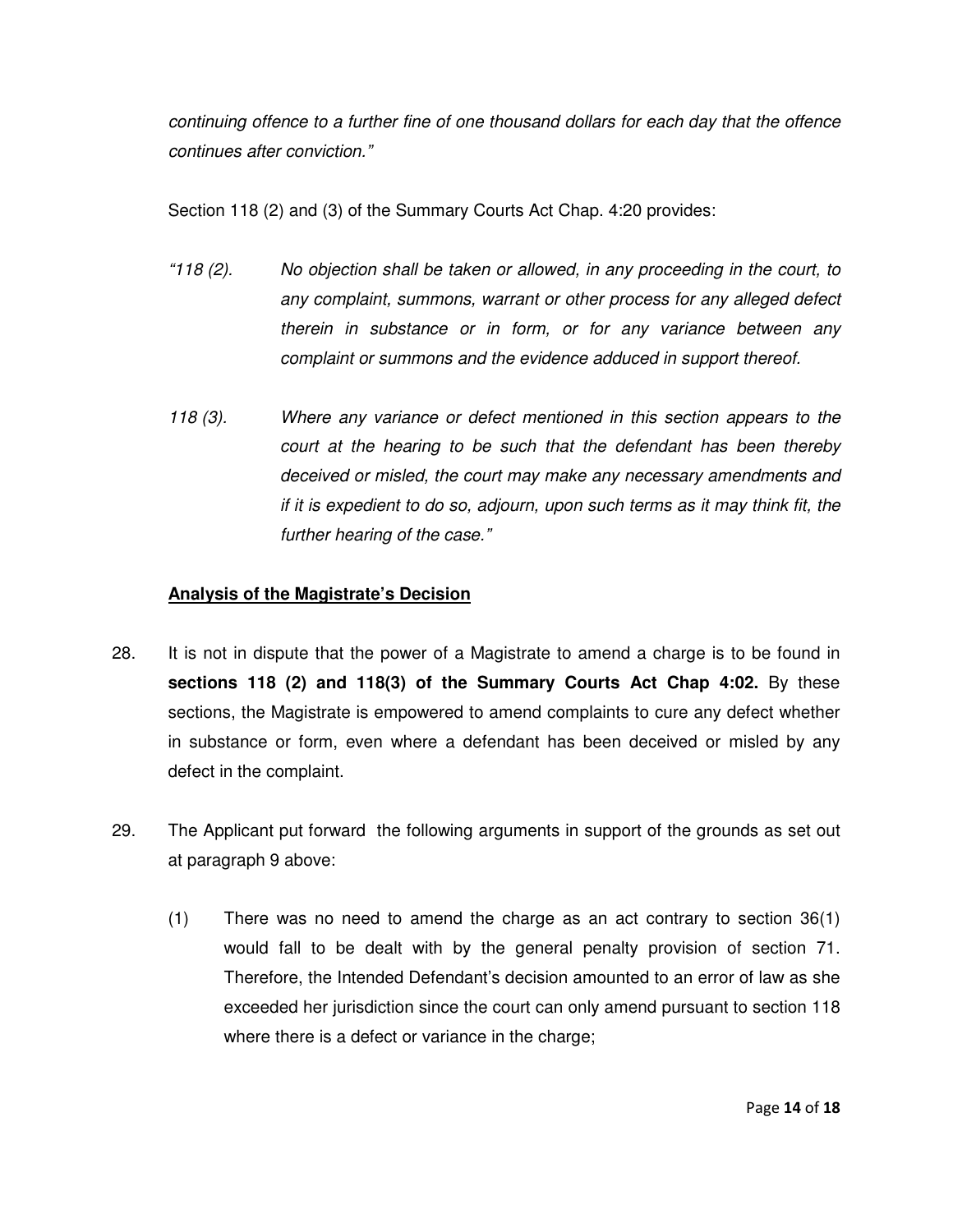*continuing offence to a further fine of one thousand dollars for each day that the offence continues after conviction."*

Section 118 (2) and (3) of the Summary Courts Act Chap. 4:20 provides:

> *"118 (2). No objection shall be taken or allowed, in any proceeding in the court, to any complaint, summons, warrant or other process for any alleged defect therein in substance or in form, or for any variance between any complaint or summons and the evidence adduced in support thereof.*
>
> *118 (3). Where any variance or defect mentioned in this section appears to the court at the hearing to be such that the defendant has been thereby deceived or misled, the court may make any necessary amendments and if it is expedient to do so, adjourn, upon such terms as it may think fit, the further hearing of the case."*

**Analysis of the Magistrate's Decision**

28. It is not in dispute that the power of a Magistrate to amend a charge is to be found in **sections 118 (2) and 118(3) of the Summary Courts Act Chap 4:02.** By these sections, the Magistrate is empowered to amend complaints to cure any defect whether in substance or form, even where a defendant has been deceived or misled by any defect in the complaint.

29. The Applicant put forward the following arguments in support of the grounds as set out at paragraph 9 above:

    (1) There was no need to amend the charge as an act contrary to section 36(1) would fall to be dealt with by the general penalty provision of section 71. Therefore, the Intended Defendant's decision amounted to an error of law as she exceeded her jurisdiction since the court can only amend pursuant to section 118 where there is a defect or variance in the charge;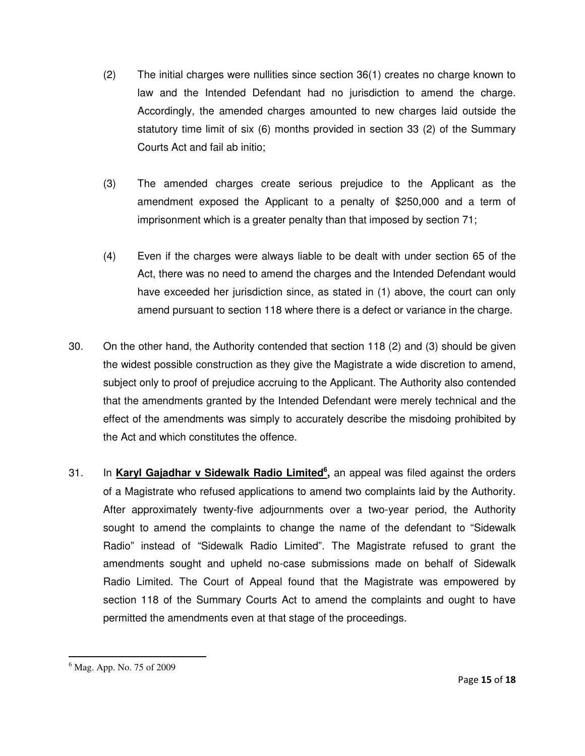(2) The initial charges were nullities since section 36(1) creates no charge known to law and the Intended Defendant had no jurisdiction to amend the charge. Accordingly, the amended charges amounted to new charges laid outside the statutory time limit of six (6) months provided in section 33 (2) of the Summary Courts Act and fail ab initio;

(3) The amended charges create serious prejudice to the Applicant as the amendment exposed the Applicant to a penalty of $250,000 and a term of imprisonment which is a greater penalty than that imposed by section 71;

(4) Even if the charges were always liable to be dealt with under section 65 of the Act, there was no need to amend the charges and the Intended Defendant would have exceeded her jurisdiction since, as stated in (1) above, the court can only amend pursuant to section 118 where there is a defect or variance in the charge.

30. On the other hand, the Authority contended that section 118 (2) and (3) should be given the widest possible construction as they give the Magistrate a wide discretion to amend, subject only to proof of prejudice accruing to the Applicant. The Authority also contended that the amendments granted by the Intended Defendant were merely technical and the effect of the amendments was simply to accurately describe the misdoing prohibited by the Act and which constitutes the offence.

31. In **Karyl Gajadhar v Sidewalk Radio Limited**[6], an appeal was filed against the orders of a Magistrate who refused applications to amend two complaints laid by the Authority. After approximately twenty-five adjournments over a two-year period, the Authority sought to amend the complaints to change the name of the defendant to "Sidewalk Radio" instead of "Sidewalk Radio Limited". The Magistrate refused to grant the amendments sought and upheld no-case submissions made on behalf of Sidewalk Radio Limited. The Court of Appeal found that the Magistrate was empowered by section 118 of the Summary Courts Act to amend the complaints and ought to have permitted the amendments even at that stage of the proceedings.

---

[6] Mag. App. No. 75 of 2009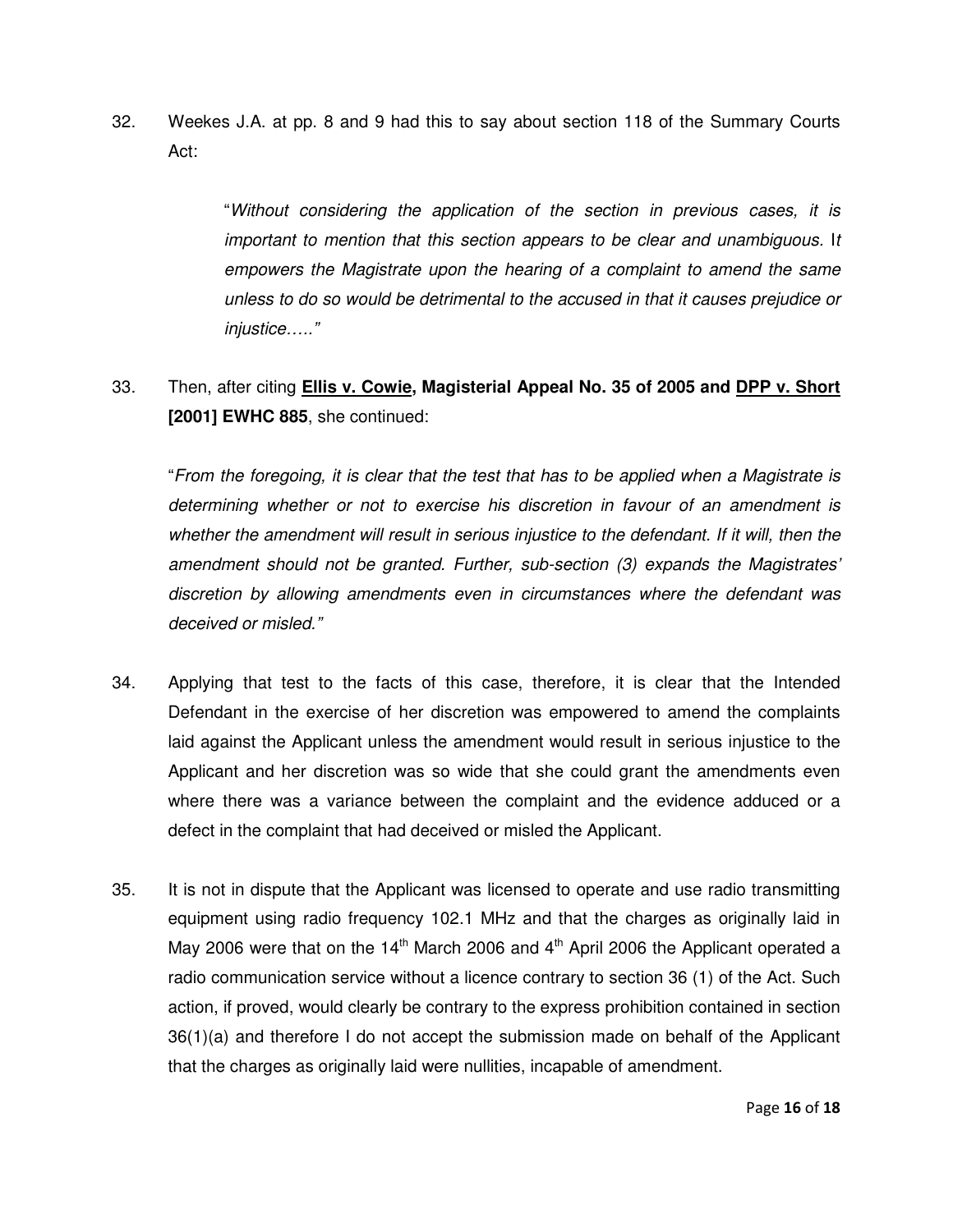32. Weekes J.A. at pp. 8 and 9 had this to say about section 118 of the Summary Courts Act:

> "*Without considering the application of the section in previous cases, it is important to mention that this section appears to be clear and unambiguous. It empowers the Magistrate upon the hearing of a complaint to amend the same unless to do so would be detrimental to the accused in that it causes prejudice or injustice….."*

33. Then, after citing **Ellis v. Cowie, Magisterial Appeal No. 35 of 2005 and DPP v. Short [2001] EWHC 885**, she continued:

> "*From the foregoing, it is clear that the test that has to be applied when a Magistrate is determining whether or not to exercise his discretion in favour of an amendment is whether the amendment will result in serious injustice to the defendant. If it will, then the amendment should not be granted. Further, sub-section (3) expands the Magistrates' discretion by allowing amendments even in circumstances where the defendant was deceived or misled."*

34. Applying that test to the facts of this case, therefore, it is clear that the Intended Defendant in the exercise of her discretion was empowered to amend the complaints laid against the Applicant unless the amendment would result in serious injustice to the Applicant and her discretion was so wide that she could grant the amendments even where there was a variance between the complaint and the evidence adduced or a defect in the complaint that had deceived or misled the Applicant.

35. It is not in dispute that the Applicant was licensed to operate and use radio transmitting equipment using radio frequency 102.1 MHz and that the charges as originally laid in May 2006 were that on the 14th March 2006 and 4th April 2006 the Applicant operated a radio communication service without a licence contrary to section 36 (1) of the Act. Such action, if proved, would clearly be contrary to the express prohibition contained in section 36(1)(a) and therefore I do not accept the submission made on behalf of the Applicant that the charges as originally laid were nullities, incapable of amendment.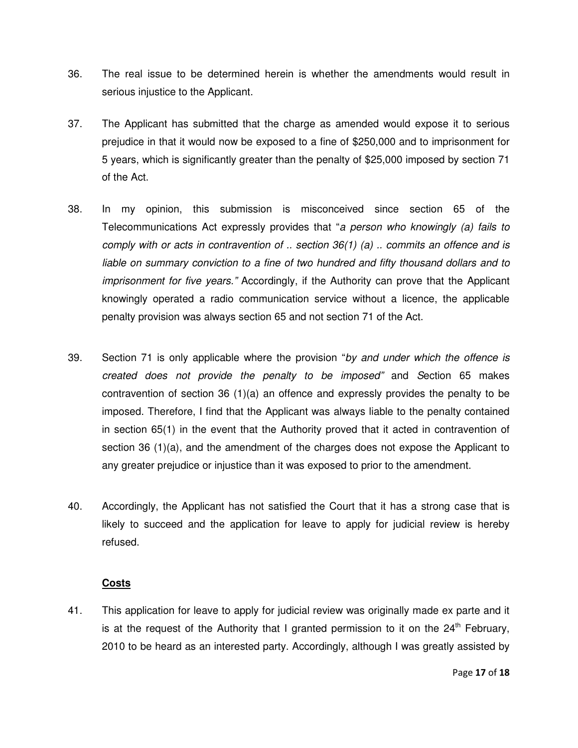36. The real issue to be determined herein is whether the amendments would result in serious injustice to the Applicant.

37. The Applicant has submitted that the charge as amended would expose it to serious prejudice in that it would now be exposed to a fine of $250,000 and to imprisonment for 5 years, which is significantly greater than the penalty of $25,000 imposed by section 71 of the Act.

38. In my opinion, this submission is misconceived since section 65 of the Telecommunications Act expressly provides that "*a person who knowingly (a) fails to comply with or acts in contravention of .. section 36(1) (a) .. commits an offence and is liable on summary conviction to a fine of two hundred and fifty thousand dollars and to imprisonment for five years.*" Accordingly, if the Authority can prove that the Applicant knowingly operated a radio communication service without a licence, the applicable penalty provision was always section 65 and not section 71 of the Act.

39. Section 71 is only applicable where the provision "*by and under which the offence is created does not provide the penalty to be imposed*" and *S*ection 65 makes contravention of section 36 (1)(a) an offence and expressly provides the penalty to be imposed. Therefore, I find that the Applicant was always liable to the penalty contained in section 65(1) in the event that the Authority proved that it acted in contravention of section 36 (1)(a), and the amendment of the charges does not expose the Applicant to any greater prejudice or injustice than it was exposed to prior to the amendment.

40. Accordingly, the Applicant has not satisfied the Court that it has a strong case that is likely to succeed and the application for leave to apply for judicial review is hereby refused.

**<u>Costs</u>**

41. This application for leave to apply for judicial review was originally made ex parte and it is at the request of the Authority that I granted permission to it on the 24th February, 2010 to be heard as an interested party. Accordingly, although I was greatly assisted by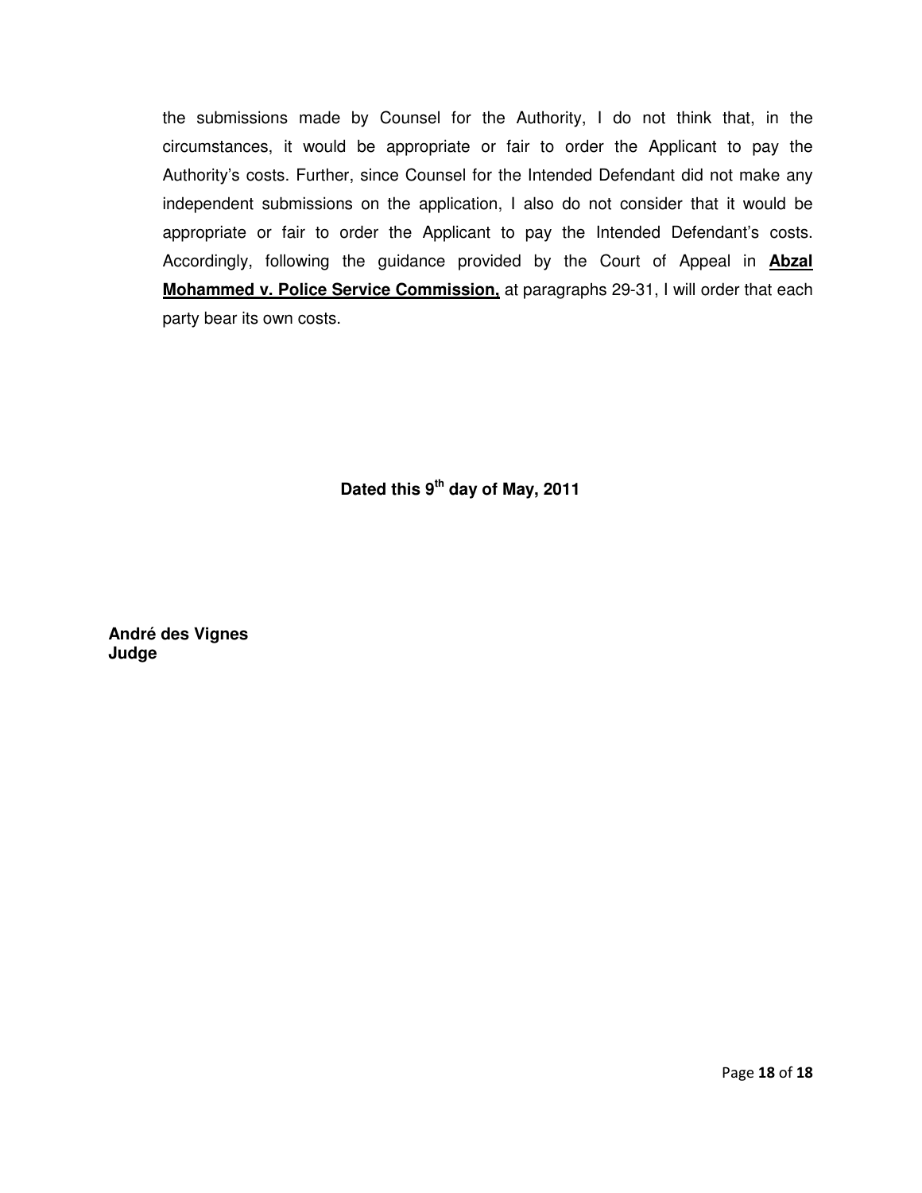the submissions made by Counsel for the Authority, I do not think that, in the circumstances, it would be appropriate or fair to order the Applicant to pay the Authority's costs. Further, since Counsel for the Intended Defendant did not make any independent submissions on the application, I also do not consider that it would be appropriate or fair to order the Applicant to pay the Intended Defendant's costs. Accordingly, following the guidance provided by the Court of Appeal in **Abzal Mohammed v. Police Service Commission,** at paragraphs 29-31, I will order that each party bear its own costs.

**Dated this 9th day of May, 2011**

**André des Vignes**
**Judge**